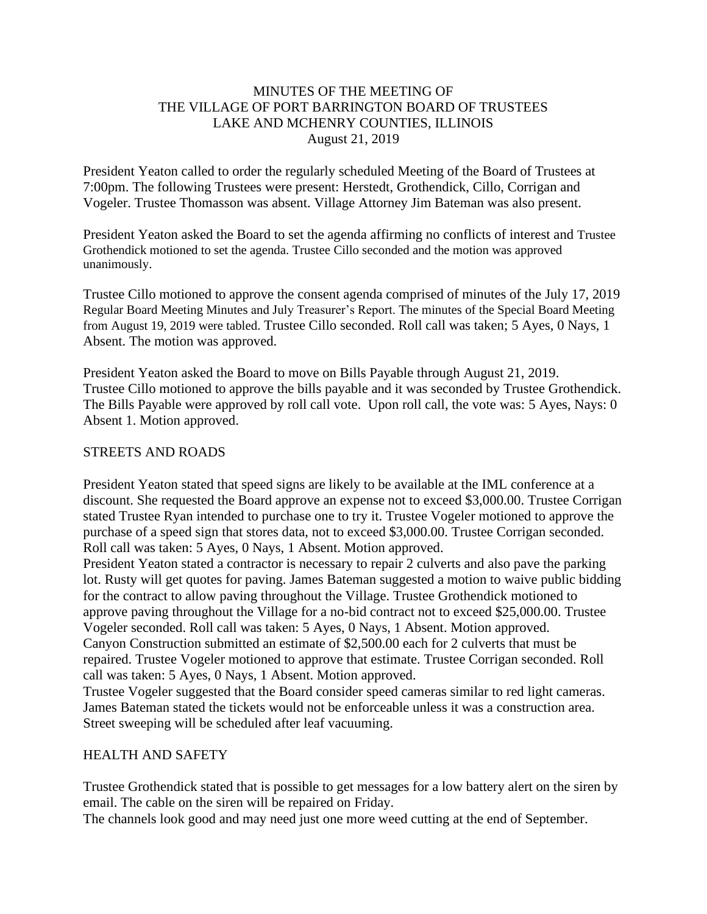MINUTES OF THE MEETING OF
THE VILLAGE OF PORT BARRINGTON BOARD OF TRUSTEES
LAKE AND MCHENRY COUNTIES, ILLINOIS
August 21, 2019

President Yeaton called to order the regularly scheduled Meeting of the Board of Trustees at 7:00pm. The following Trustees were present: Herstedt, Grothendick, Cillo, Corrigan and Vogeler. Trustee Thomasson was absent. Village Attorney Jim Bateman was also present.

President Yeaton asked the Board to set the agenda affirming no conflicts of interest and Trustee Grothendick motioned to set the agenda. Trustee Cillo seconded and the motion was approved unanimously.

Trustee Cillo motioned to approve the consent agenda comprised of minutes of the July 17, 2019 Regular Board Meeting Minutes and July Treasurer's Report. The minutes of the Special Board Meeting from August 19, 2019 were tabled. Trustee Cillo seconded. Roll call was taken; 5 Ayes, 0 Nays, 1 Absent. The motion was approved.

President Yeaton asked the Board to move on Bills Payable through August 21, 2019. Trustee Cillo motioned to approve the bills payable and it was seconded by Trustee Grothendick. The Bills Payable were approved by roll call vote. Upon roll call, the vote was: 5 Ayes, Nays: 0 Absent 1. Motion approved.

## STREETS AND ROADS

President Yeaton stated that speed signs are likely to be available at the IML conference at a discount. She requested the Board approve an expense not to exceed $3,000.00. Trustee Corrigan stated Trustee Ryan intended to purchase one to try it. Trustee Vogeler motioned to approve the purchase of a speed sign that stores data, not to exceed $3,000.00. Trustee Corrigan seconded. Roll call was taken: 5 Ayes, 0 Nays, 1 Absent. Motion approved.
President Yeaton stated a contractor is necessary to repair 2 culverts and also pave the parking lot. Rusty will get quotes for paving. James Bateman suggested a motion to waive public bidding for the contract to allow paving throughout the Village. Trustee Grothendick motioned to approve paving throughout the Village for a no-bid contract not to exceed $25,000.00. Trustee Vogeler seconded. Roll call was taken: 5 Ayes, 0 Nays, 1 Absent. Motion approved.
Canyon Construction submitted an estimate of $2,500.00 each for 2 culverts that must be repaired. Trustee Vogeler motioned to approve that estimate. Trustee Corrigan seconded. Roll call was taken: 5 Ayes, 0 Nays, 1 Absent. Motion approved.
Trustee Vogeler suggested that the Board consider speed cameras similar to red light cameras. James Bateman stated the tickets would not be enforceable unless it was a construction area. Street sweeping will be scheduled after leaf vacuuming.

## HEALTH AND SAFETY

Trustee Grothendick stated that is possible to get messages for a low battery alert on the siren by email. The cable on the siren will be repaired on Friday.
The channels look good and may need just one more weed cutting at the end of September.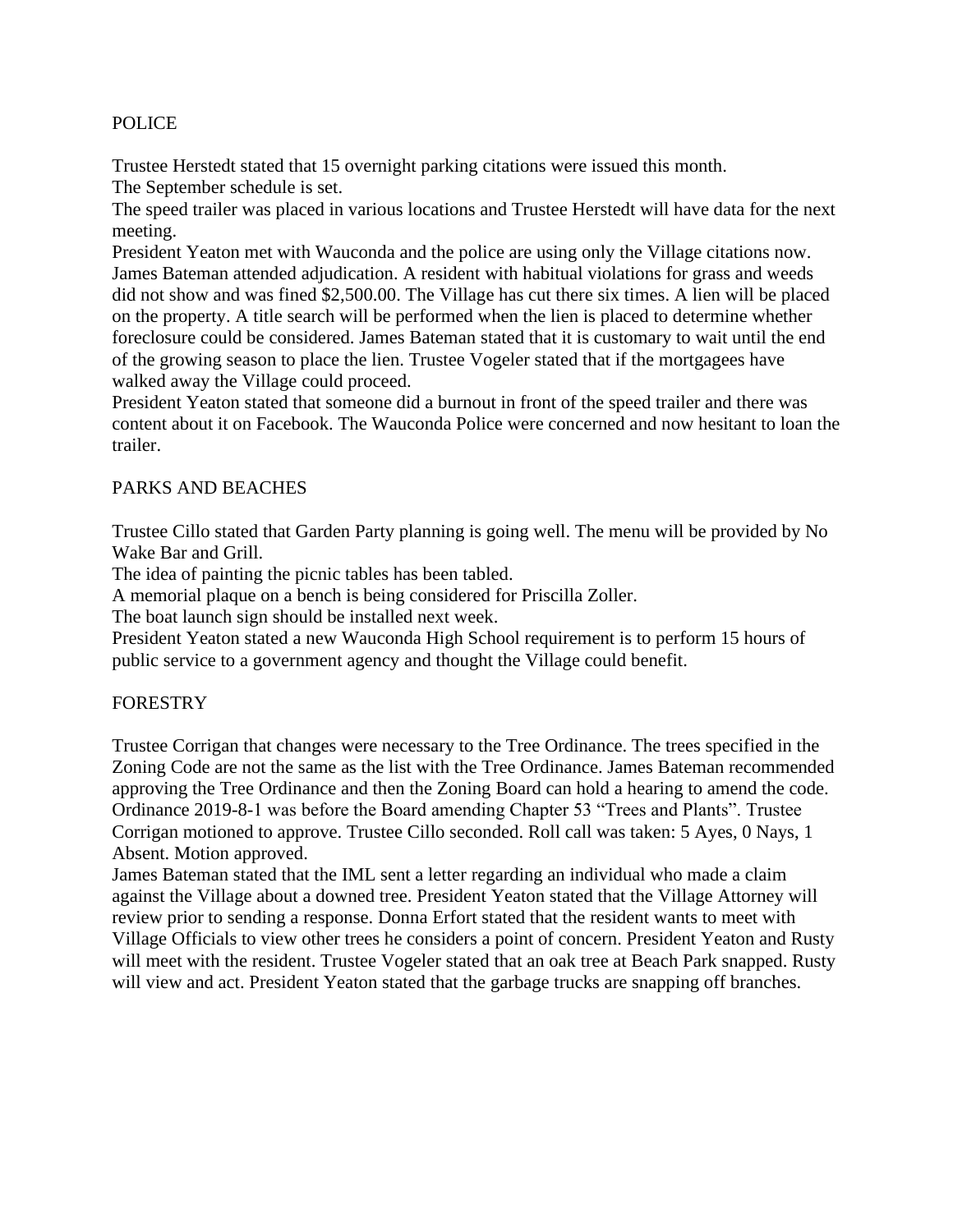## POLICE

Trustee Herstedt stated that 15 overnight parking citations were issued this month.
The September schedule is set.
The speed trailer was placed in various locations and Trustee Herstedt will have data for the next meeting.
President Yeaton met with Wauconda and the police are using only the Village citations now.
James Bateman attended adjudication. A resident with habitual violations for grass and weeds did not show and was fined $2,500.00. The Village has cut there six times. A lien will be placed on the property. A title search will be performed when the lien is placed to determine whether foreclosure could be considered. James Bateman stated that it is customary to wait until the end of the growing season to place the lien. Trustee Vogeler stated that if the mortgagees have walked away the Village could proceed.
President Yeaton stated that someone did a burnout in front of the speed trailer and there was content about it on Facebook. The Wauconda Police were concerned and now hesitant to loan the trailer.

## PARKS AND BEACHES

Trustee Cillo stated that Garden Party planning is going well. The menu will be provided by No Wake Bar and Grill.
The idea of painting the picnic tables has been tabled.
A memorial plaque on a bench is being considered for Priscilla Zoller.
The boat launch sign should be installed next week.
President Yeaton stated a new Wauconda High School requirement is to perform 15 hours of public service to a government agency and thought the Village could benefit.

## FORESTRY

Trustee Corrigan that changes were necessary to the Tree Ordinance. The trees specified in the Zoning Code are not the same as the list with the Tree Ordinance. James Bateman recommended approving the Tree Ordinance and then the Zoning Board can hold a hearing to amend the code. Ordinance 2019-8-1 was before the Board amending Chapter 53 "Trees and Plants". Trustee Corrigan motioned to approve. Trustee Cillo seconded. Roll call was taken: 5 Ayes, 0 Nays, 1 Absent. Motion approved.
James Bateman stated that the IML sent a letter regarding an individual who made a claim against the Village about a downed tree. President Yeaton stated that the Village Attorney will review prior to sending a response. Donna Erfort stated that the resident wants to meet with Village Officials to view other trees he considers a point of concern. President Yeaton and Rusty will meet with the resident. Trustee Vogeler stated that an oak tree at Beach Park snapped. Rusty will view and act. President Yeaton stated that the garbage trucks are snapping off branches.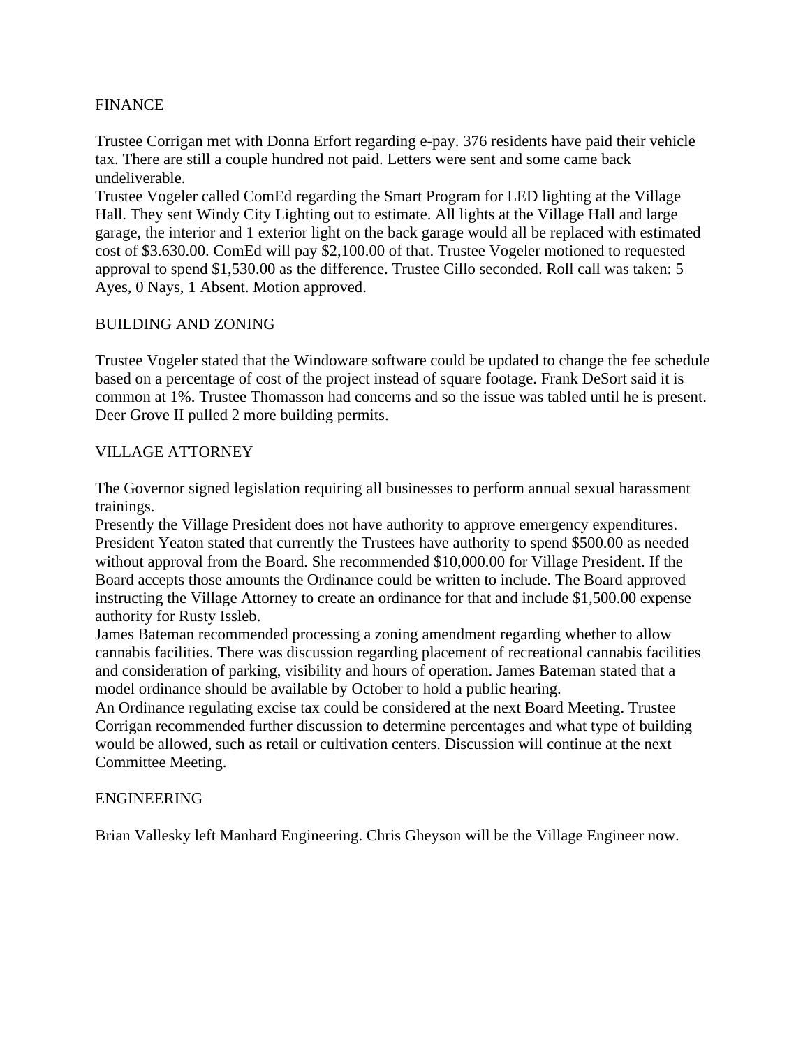## FINANCE

Trustee Corrigan met with Donna Erfort regarding e-pay. 376 residents have paid their vehicle tax. There are still a couple hundred not paid. Letters were sent and some came back undeliverable.
Trustee Vogeler called ComEd regarding the Smart Program for LED lighting at the Village Hall. They sent Windy City Lighting out to estimate. All lights at the Village Hall and large garage, the interior and 1 exterior light on the back garage would all be replaced with estimated cost of $3.630.00. ComEd will pay $2,100.00 of that. Trustee Vogeler motioned to requested approval to spend $1,530.00 as the difference. Trustee Cillo seconded. Roll call was taken: 5 Ayes, 0 Nays, 1 Absent. Motion approved.

## BUILDING AND ZONING

Trustee Vogeler stated that the Windoware software could be updated to change the fee schedule based on a percentage of cost of the project instead of square footage. Frank DeSort said it is common at 1%. Trustee Thomasson had concerns and so the issue was tabled until he is present. Deer Grove II pulled 2 more building permits.

## VILLAGE ATTORNEY

The Governor signed legislation requiring all businesses to perform annual sexual harassment trainings.
Presently the Village President does not have authority to approve emergency expenditures. President Yeaton stated that currently the Trustees have authority to spend $500.00 as needed without approval from the Board. She recommended $10,000.00 for Village President. If the Board accepts those amounts the Ordinance could be written to include. The Board approved instructing the Village Attorney to create an ordinance for that and include $1,500.00 expense authority for Rusty Issleb.
James Bateman recommended processing a zoning amendment regarding whether to allow cannabis facilities. There was discussion regarding placement of recreational cannabis facilities and consideration of parking, visibility and hours of operation. James Bateman stated that a model ordinance should be available by October to hold a public hearing.
An Ordinance regulating excise tax could be considered at the next Board Meeting. Trustee Corrigan recommended further discussion to determine percentages and what type of building would be allowed, such as retail or cultivation centers. Discussion will continue at the next Committee Meeting.

## ENGINEERING

Brian Vallesky left Manhard Engineering. Chris Gheyson will be the Village Engineer now.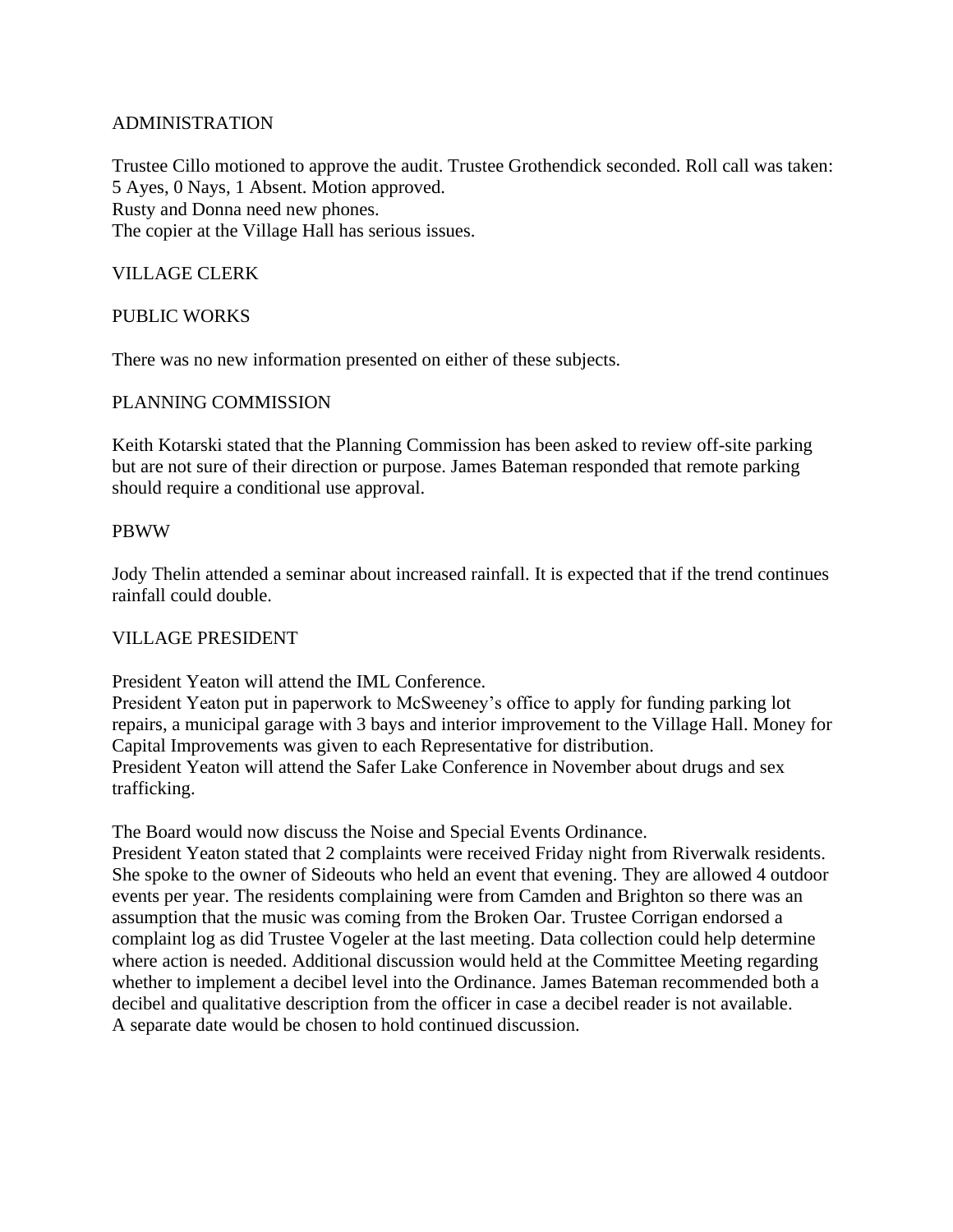## ADMINISTRATION

Trustee Cillo motioned to approve the audit. Trustee Grothendick seconded. Roll call was taken: 5 Ayes, 0 Nays, 1 Absent. Motion approved.
Rusty and Donna need new phones.
The copier at the Village Hall has serious issues.

## VILLAGE CLERK

## PUBLIC WORKS

There was no new information presented on either of these subjects.

## PLANNING COMMISSION

Keith Kotarski stated that the Planning Commission has been asked to review off-site parking but are not sure of their direction or purpose. James Bateman responded that remote parking should require a conditional use approval.

## PBWW

Jody Thelin attended a seminar about increased rainfall. It is expected that if the trend continues rainfall could double.

## VILLAGE PRESIDENT

President Yeaton will attend the IML Conference.
President Yeaton put in paperwork to McSweeney's office to apply for funding parking lot repairs, a municipal garage with 3 bays and interior improvement to the Village Hall. Money for Capital Improvements was given to each Representative for distribution.
President Yeaton will attend the Safer Lake Conference in November about drugs and sex trafficking.

The Board would now discuss the Noise and Special Events Ordinance.
President Yeaton stated that 2 complaints were received Friday night from Riverwalk residents. She spoke to the owner of Sideouts who held an event that evening. They are allowed 4 outdoor events per year. The residents complaining were from Camden and Brighton so there was an assumption that the music was coming from the Broken Oar. Trustee Corrigan endorsed a complaint log as did Trustee Vogeler at the last meeting. Data collection could help determine where action is needed. Additional discussion would held at the Committee Meeting regarding whether to implement a decibel level into the Ordinance. James Bateman recommended both a decibel and qualitative description from the officer in case a decibel reader is not available.
A separate date would be chosen to hold continued discussion.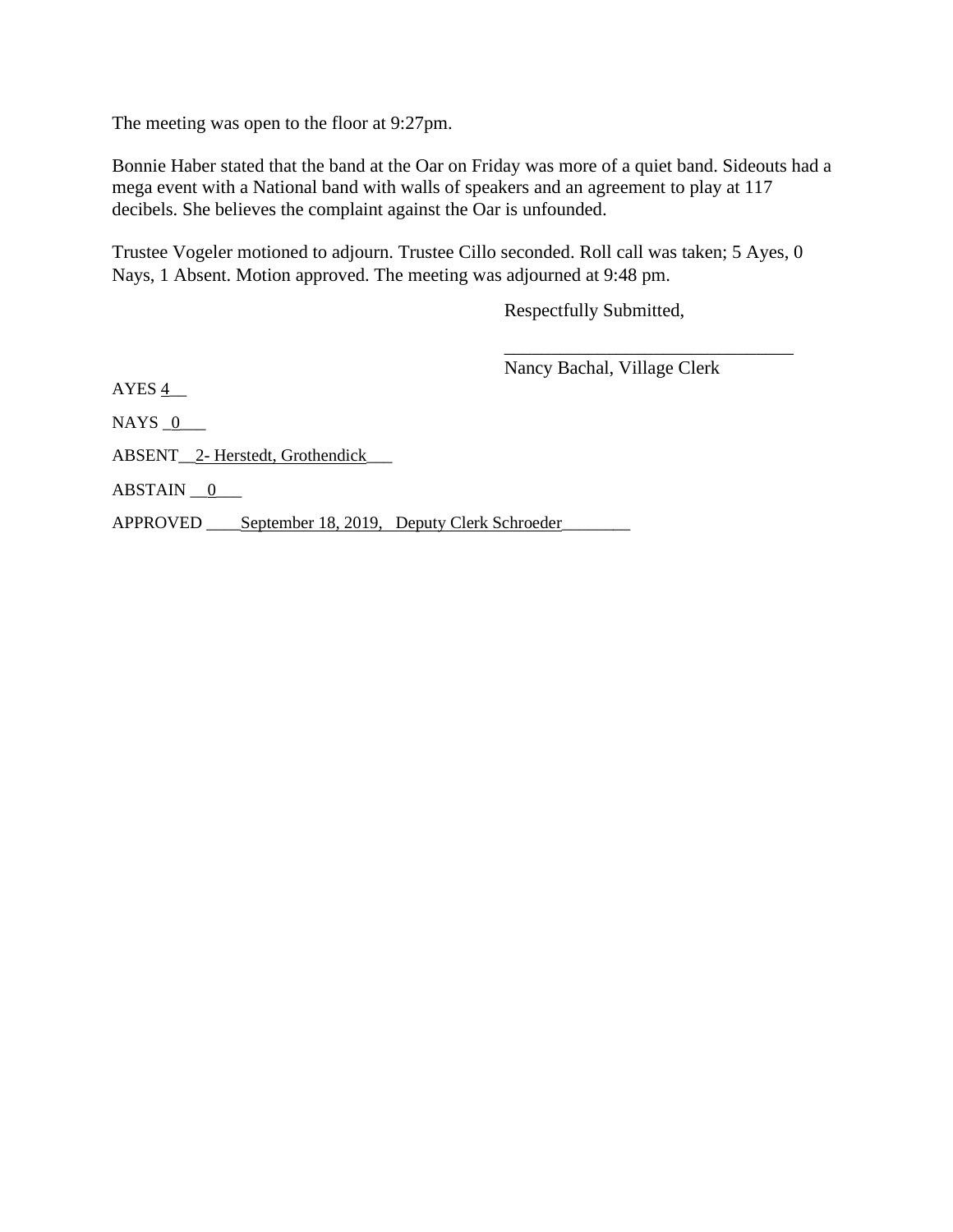The meeting was open to the floor at 9:27pm.

Bonnie Haber stated that the band at the Oar on Friday was more of a quiet band. Sideouts had a mega event with a National band with walls of speakers and an agreement to play at 117 decibels. She believes the complaint against the Oar is unfounded.

Trustee Vogeler motioned to adjourn. Trustee Cillo seconded. Roll call was taken; 5 Ayes, 0 Nays, 1 Absent. Motion approved. The meeting was adjourned at 9:48 pm.

Respectfully Submitted,

_______________________________

Nancy Bachal, Village Clerk

AYES 4__

NAYS _0___

ABSENT__2- Herstedt, Grothendick___

ABSTAIN __0___

APPROVED ____September 18, 2019, Deputy Clerk Schroeder________